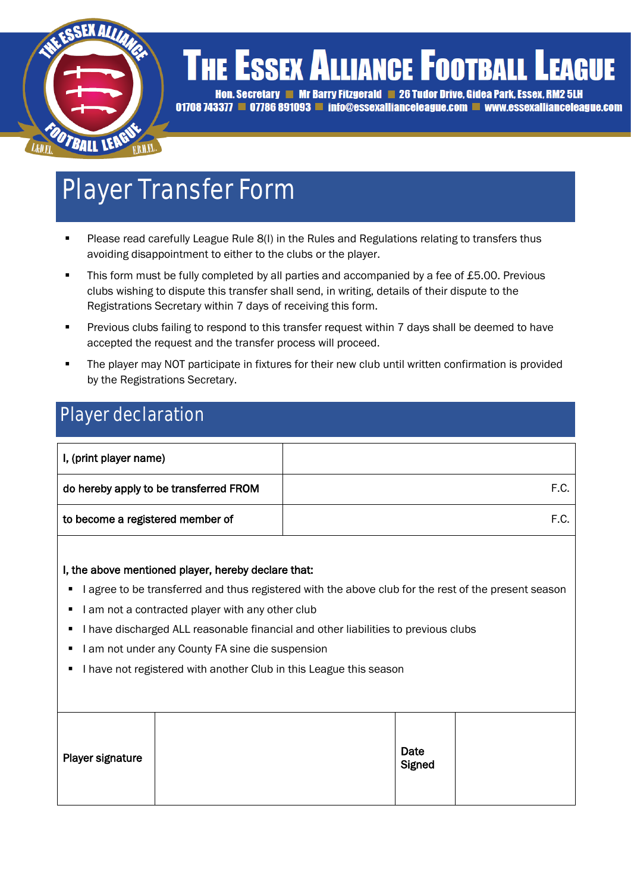# The Essex Alliance Football League

**Hon. Secretary ■ Mr Barry Fitzgerald ■ 26 Tudor Drive, Gidea Park, Essex, RM2 5LH**
**01708 743377 ■ 07786 891093 ■ info@essexallianceleague.com ■ www.essexallianceleague.com**

# Player Transfer Form

- Please read carefully League Rule 8(I) in the Rules and Regulations relating to transfers thus avoiding disappointment to either to the clubs or the player.
- This form must be fully completed by all parties and accompanied by a fee of £5.00. Previous clubs wishing to dispute this transfer shall send, in writing, details of their dispute to the Registrations Secretary within 7 days of receiving this form.
- Previous clubs failing to respond to this transfer request within 7 days shall be deemed to have accepted the request and the transfer process will proceed.
- The player may NOT participate in fixtures for their new club until written confirmation is provided by the Registrations Secretary.

## Player declaration

| | |
|---|---|
| **I, (print player name)** | |
| **do hereby apply to be transferred FROM** | F.C. |
| **to become a registered member of** | F.C. |

**I, the above mentioned player, hereby declare that:**

- I agree to be transferred and thus registered with the above club for the rest of the present season
- I am not a contracted player with any other club
- I have discharged ALL reasonable financial and other liabilities to previous clubs
- I am not under any County FA sine die suspension
- I have not registered with another Club in this League this season

| | | | |
|---|---|---|---|
| **Player signature** | | **Date Signed** | |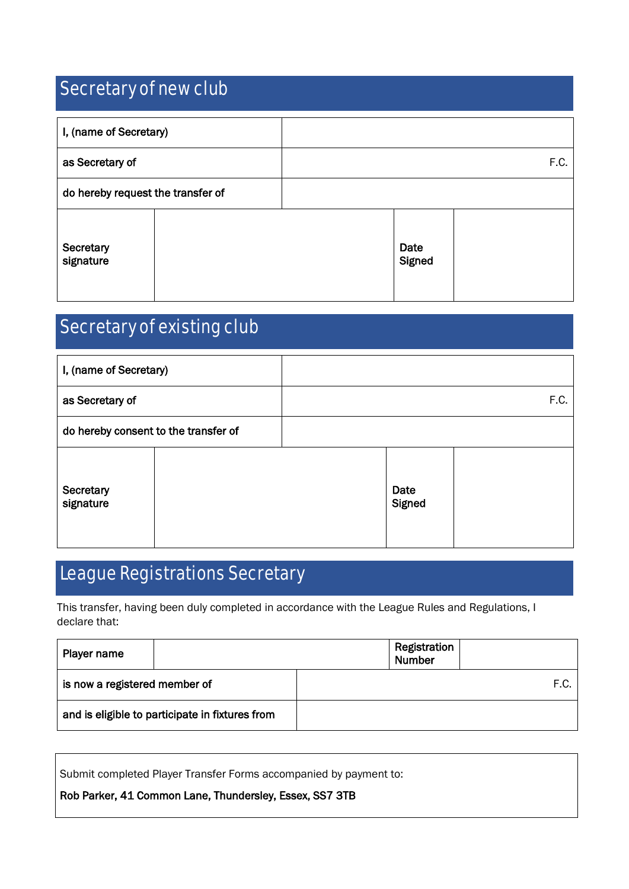## Secretary of new club

| | |
|---|---|
| I, (name of Secretary) | |
| as Secretary of | F.C. |
| do hereby request the transfer of | |

| | | | |
|---|---|---|---|
| Secretary signature | | Date Signed | |

## Secretary of existing club

| | |
|---|---|
| I, (name of Secretary) | |
| as Secretary of | F.C. |
| do hereby consent to the transfer of | |

| | | | |
|---|---|---|---|
| Secretary signature | | Date Signed | |

## League Registrations Secretary

This transfer, having been duly completed in accordance with the League Rules and Regulations, I declare that:

| | | | |
|---|---|---|---|
| Player name | | Registration Number | |

| | |
|---|---|
| is now a registered member of | F.C. |
| and is eligible to participate in fixtures from | |

Submit completed Player Transfer Forms accompanied by payment to:

**Rob Parker, 41 Common Lane, Thundersley, Essex, SS7 3TB**